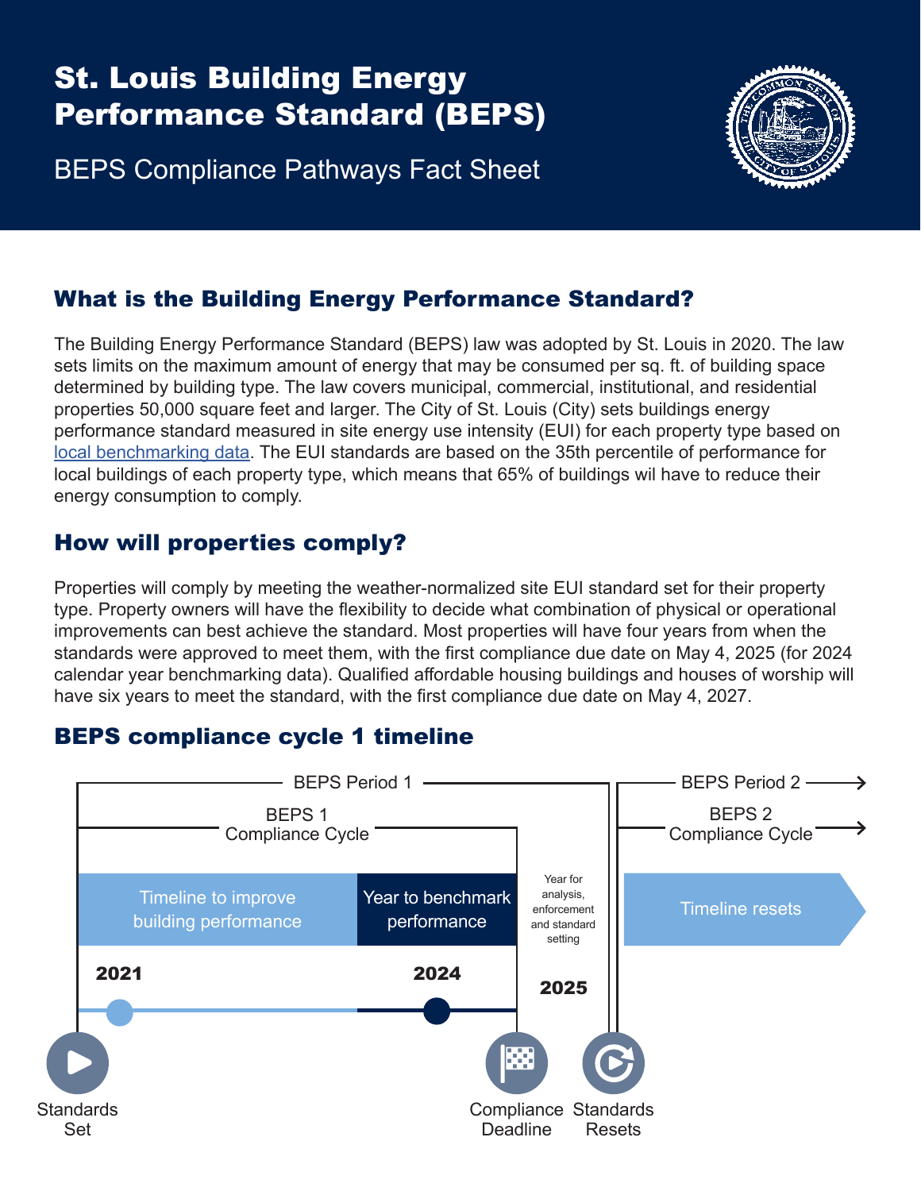# St. Louis Building Energy Performance Standard (BEPS)

BEPS Compliance Pathways Fact Sheet

## What is the Building Energy Performance Standard?

The Building Energy Performance Standard (BEPS) law was adopted by St. Louis in 2020. The law sets limits on the maximum amount of energy that may be consumed per sq. ft. of building space determined by building type. The law covers municipal, commercial, institutional, and residential properties 50,000 square feet and larger. The City of St. Louis (City) sets buildings energy performance standard measured in site energy use intensity (EUI) for each property type based on local benchmarking data. The EUI standards are based on the 35th percentile of performance for local buildings of each property type, which means that 65% of buildings wil have to reduce their energy consumption to comply.

## How will properties comply?

Properties will comply by meeting the weather-normalized site EUI standard set for their property type. Property owners will have the flexibility to decide what combination of physical or operational improvements can best achieve the standard. Most properties will have four years from when the standards were approved to meet them, with the first compliance due date on May 4, 2025 (for 2024 calendar year benchmarking data). Qualified affordable housing buildings and houses of worship will have six years to meet the standard, with the first compliance due date on May 4, 2027.

## BEPS compliance cycle 1 timeline

BEPS Period 1

BEPS 1 Compliance Cycle

- Timeline to improve building performance — 2021
- Year to benchmark performance — 2024
- Year for analysis, enforcement and standard setting — 2025

BEPS Period 2 →

BEPS 2 Compliance Cycle →

- Timeline resets

Standards Set | Compliance Deadline | Standards Resets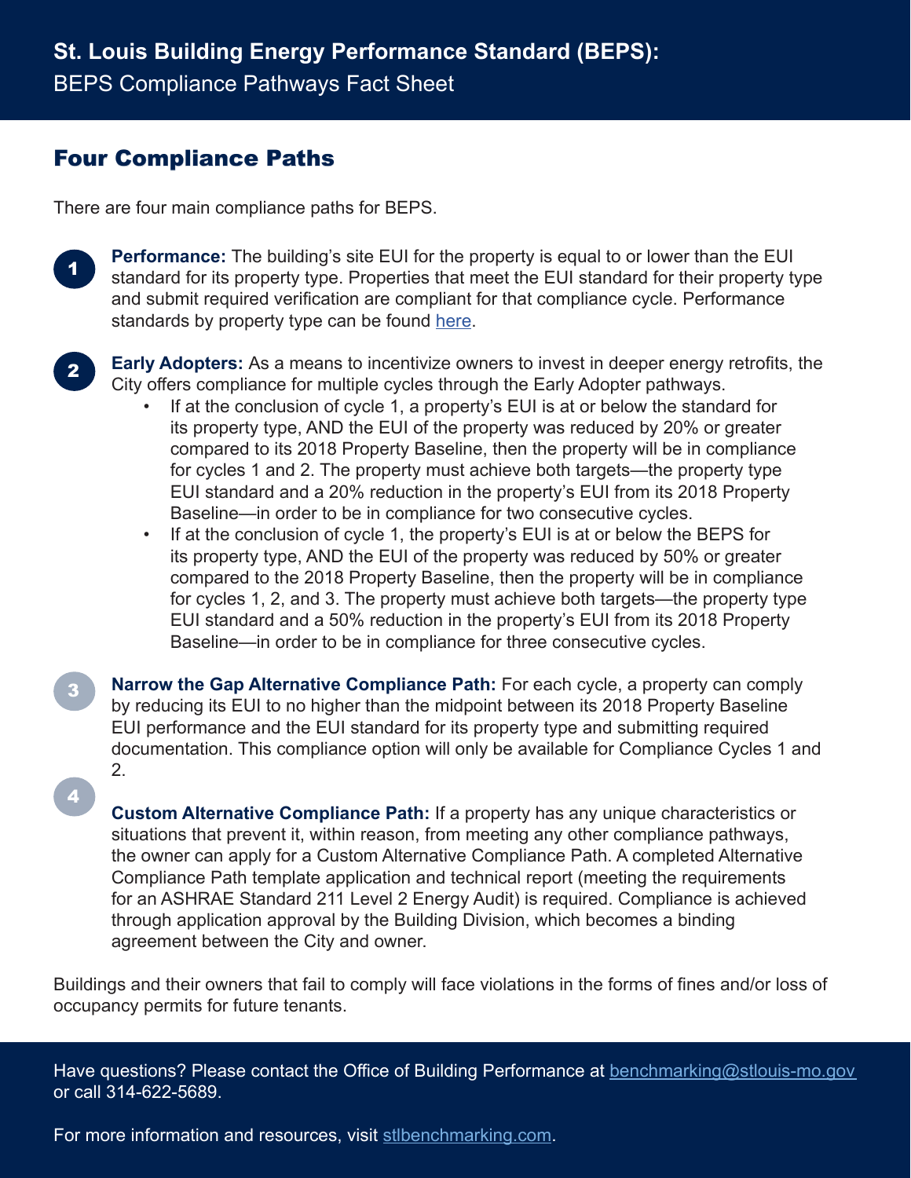**St. Louis Building Energy Performance Standard (BEPS):**
BEPS Compliance Pathways Fact Sheet

## Four Compliance Paths

There are four main compliance paths for BEPS.

1. **Performance:** The building's site EUI for the property is equal to or lower than the EUI standard for its property type. Properties that meet the EUI standard for their property type and submit required verification are compliant for that compliance cycle. Performance standards by property type can be found here.

2. **Early Adopters:** As a means to incentivize owners to invest in deeper energy retrofits, the City offers compliance for multiple cycles through the Early Adopter pathways.
   - If at the conclusion of cycle 1, a property's EUI is at or below the standard for its property type, AND the EUI of the property was reduced by 20% or greater compared to its 2018 Property Baseline, then the property will be in compliance for cycles 1 and 2. The property must achieve both targets—the property type EUI standard and a 20% reduction in the property's EUI from its 2018 Property Baseline—in order to be in compliance for two consecutive cycles.
   - If at the conclusion of cycle 1, the property's EUI is at or below the BEPS for its property type, AND the EUI of the property was reduced by 50% or greater compared to the 2018 Property Baseline, then the property will be in compliance for cycles 1, 2, and 3. The property must achieve both targets—the property type EUI standard and a 50% reduction in the property's EUI from its 2018 Property Baseline—in order to be in compliance for three consecutive cycles.

3. **Narrow the Gap Alternative Compliance Path:** For each cycle, a property can comply by reducing its EUI to no higher than the midpoint between its 2018 Property Baseline EUI performance and the EUI standard for its property type and submitting required documentation. This compliance option will only be available for Compliance Cycles 1 and 2.

4. **Custom Alternative Compliance Path:** If a property has any unique characteristics or situations that prevent it, within reason, from meeting any other compliance pathways, the owner can apply for a Custom Alternative Compliance Path. A completed Alternative Compliance Path template application and technical report (meeting the requirements for an ASHRAE Standard 211 Level 2 Energy Audit) is required. Compliance is achieved through application approval by the Building Division, which becomes a binding agreement between the City and owner.

Buildings and their owners that fail to comply will face violations in the forms of fines and/or loss of occupancy permits for future tenants.

Have questions? Please contact the Office of Building Performance at benchmarking@stlouis-mo.gov or call 314-622-5689.

For more information and resources, visit stlbenchmarking.com.